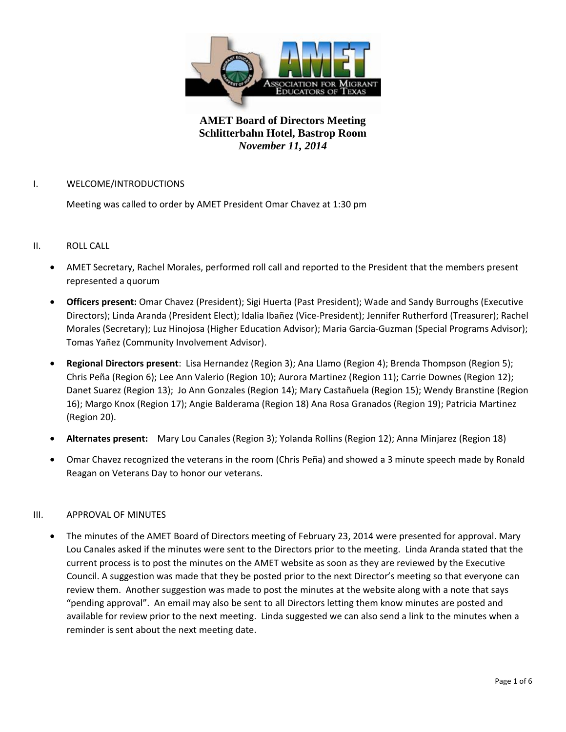# AMET Board of Directors Meeting
## Schlitterbahn Hotel, Bastrop Room
***November 11, 2014***

I. WELCOME/INTRODUCTIONS

Meeting was called to order by AMET President Omar Chavez at 1:30 pm

II. ROLL CALL

- AMET Secretary, Rachel Morales, performed roll call and reported to the President that the members present represented a quorum
- **Officers present:** Omar Chavez (President); Sigi Huerta (Past President); Wade and Sandy Burroughs (Executive Directors); Linda Aranda (President Elect); Idalia Ibañez (Vice-President); Jennifer Rutherford (Treasurer); Rachel Morales (Secretary); Luz Hinojosa (Higher Education Advisor); Maria Garcia-Guzman (Special Programs Advisor); Tomas Yañez (Community Involvement Advisor).
- **Regional Directors present**: Lisa Hernandez (Region 3); Ana Llamo (Region 4); Brenda Thompson (Region 5); Chris Peña (Region 6); Lee Ann Valerio (Region 10); Aurora Martinez (Region 11); Carrie Downes (Region 12); Danet Suarez (Region 13); Jo Ann Gonzales (Region 14); Mary Castañuela (Region 15); Wendy Branstine (Region 16); Margo Knox (Region 17); Angie Balderama (Region 18) Ana Rosa Granados (Region 19); Patricia Martinez (Region 20).
- **Alternates present:** Mary Lou Canales (Region 3); Yolanda Rollins (Region 12); Anna Minjarez (Region 18)
- Omar Chavez recognized the veterans in the room (Chris Peña) and showed a 3 minute speech made by Ronald Reagan on Veterans Day to honor our veterans.

III. APPROVAL OF MINUTES

- The minutes of the AMET Board of Directors meeting of February 23, 2014 were presented for approval. Mary Lou Canales asked if the minutes were sent to the Directors prior to the meeting. Linda Aranda stated that the current process is to post the minutes on the AMET website as soon as they are reviewed by the Executive Council. A suggestion was made that they be posted prior to the next Director's meeting so that everyone can review them. Another suggestion was made to post the minutes at the website along with a note that says "pending approval". An email may also be sent to all Directors letting them know minutes are posted and available for review prior to the next meeting. Linda suggested we can also send a link to the minutes when a reminder is sent about the next meeting date.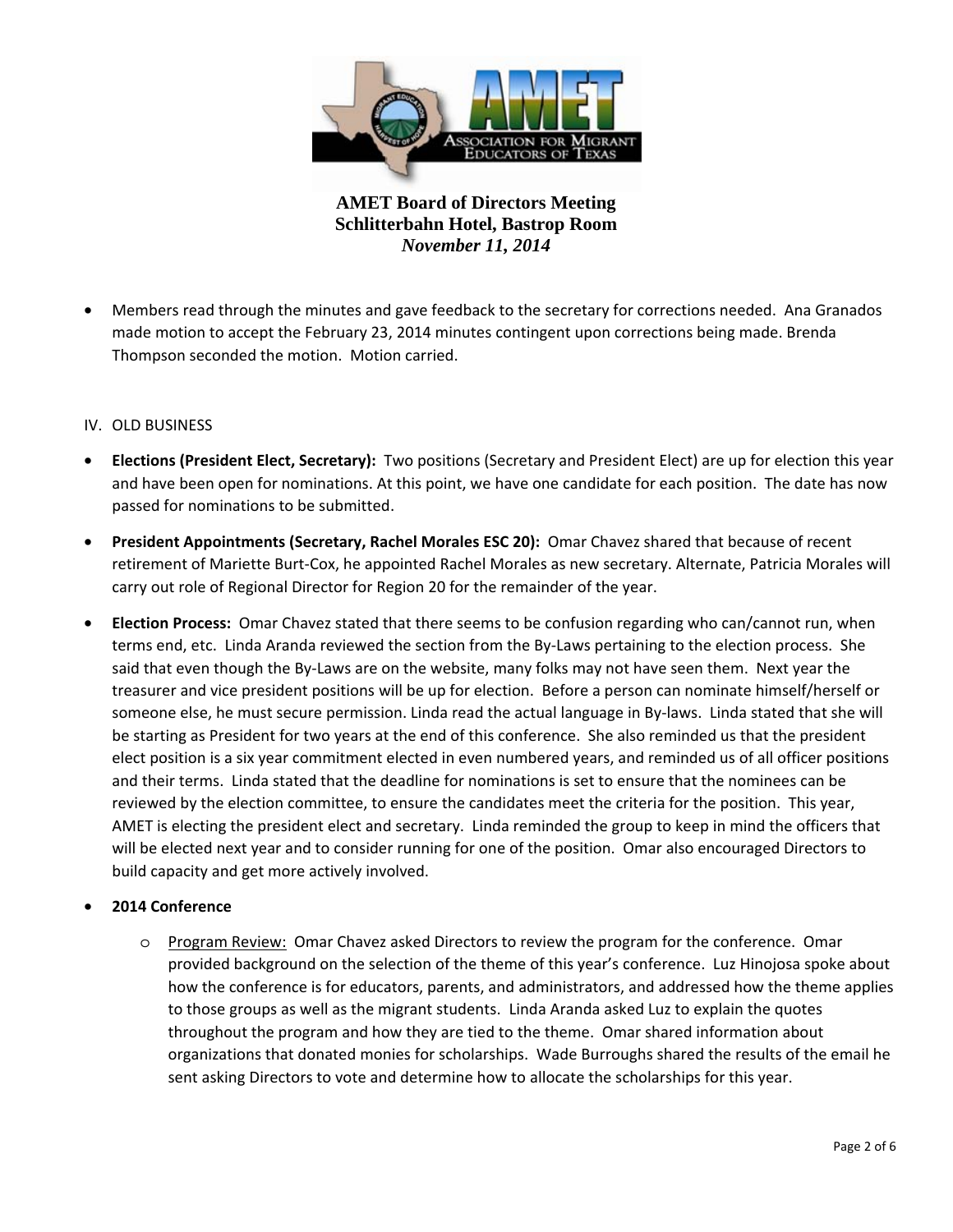**AMET Board of Directors Meeting**
**Schlitterbahn Hotel, Bastrop Room**
***November 11, 2014***

- Members read through the minutes and gave feedback to the secretary for corrections needed. Ana Granados made motion to accept the February 23, 2014 minutes contingent upon corrections being made. Brenda Thompson seconded the motion. Motion carried.

IV. OLD BUSINESS

- **Elections (President Elect, Secretary):** Two positions (Secretary and President Elect) are up for election this year and have been open for nominations. At this point, we have one candidate for each position. The date has now passed for nominations to be submitted.
- **President Appointments (Secretary, Rachel Morales ESC 20):** Omar Chavez shared that because of recent retirement of Mariette Burt-Cox, he appointed Rachel Morales as new secretary. Alternate, Patricia Morales will carry out role of Regional Director for Region 20 for the remainder of the year.
- **Election Process:** Omar Chavez stated that there seems to be confusion regarding who can/cannot run, when terms end, etc. Linda Aranda reviewed the section from the By-Laws pertaining to the election process. She said that even though the By-Laws are on the website, many folks may not have seen them. Next year the treasurer and vice president positions will be up for election. Before a person can nominate himself/herself or someone else, he must secure permission. Linda read the actual language in By-laws. Linda stated that she will be starting as President for two years at the end of this conference. She also reminded us that the president elect position is a six year commitment elected in even numbered years, and reminded us of all officer positions and their terms. Linda stated that the deadline for nominations is set to ensure that the nominees can be reviewed by the election committee, to ensure the candidates meet the criteria for the position. This year, AMET is electing the president elect and secretary. Linda reminded the group to keep in mind the officers that will be elected next year and to consider running for one of the position. Omar also encouraged Directors to build capacity and get more actively involved.
- **2014 Conference**
  - Program Review: Omar Chavez asked Directors to review the program for the conference. Omar provided background on the selection of the theme of this year's conference. Luz Hinojosa spoke about how the conference is for educators, parents, and administrators, and addressed how the theme applies to those groups as well as the migrant students. Linda Aranda asked Luz to explain the quotes throughout the program and how they are tied to the theme. Omar shared information about organizations that donated monies for scholarships. Wade Burroughs shared the results of the email he sent asking Directors to vote and determine how to allocate the scholarships for this year.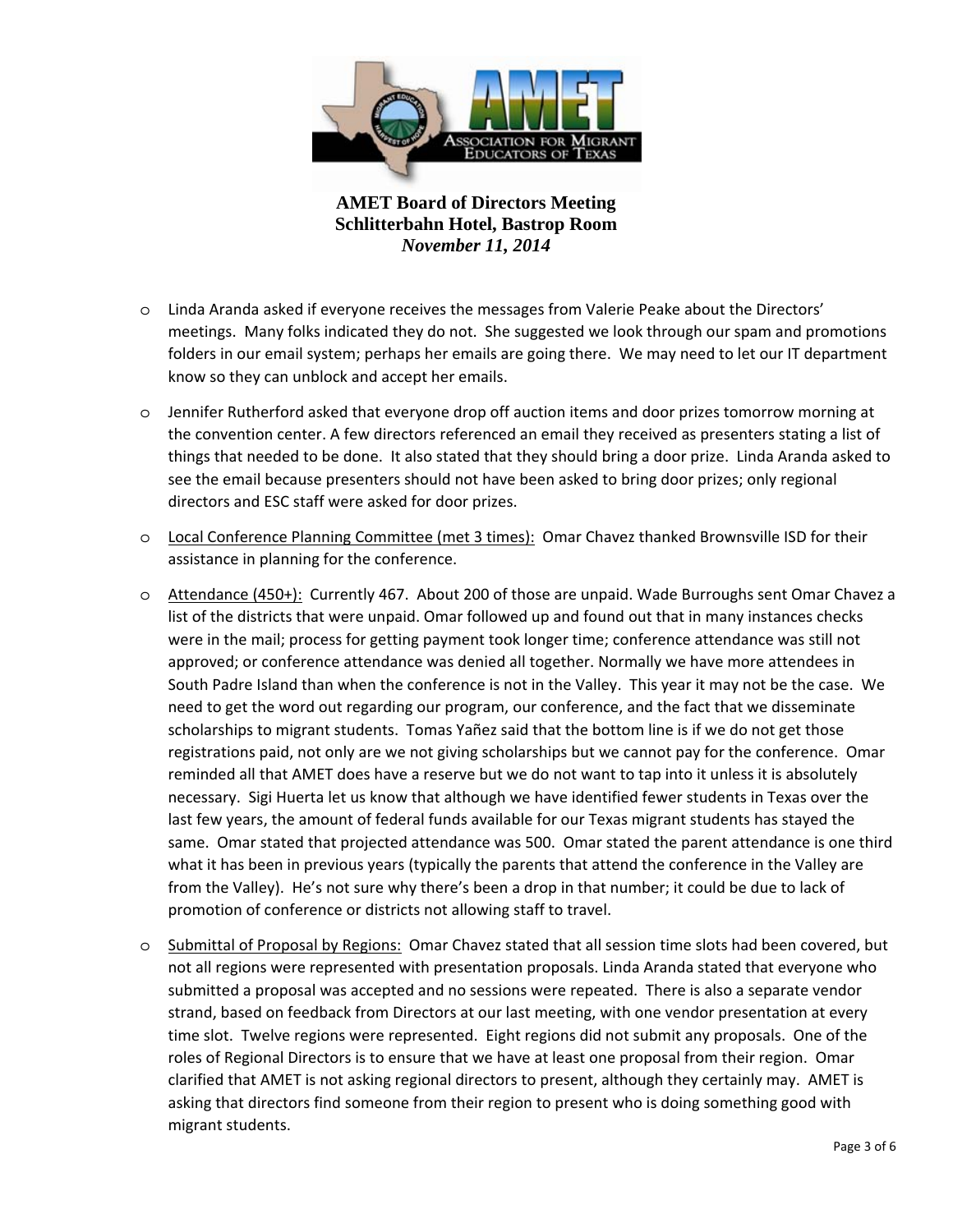**AMET Board of Directors Meeting**
**Schlitterbahn Hotel, Bastrop Room**
***November 11, 2014***

- Linda Aranda asked if everyone receives the messages from Valerie Peake about the Directors' meetings. Many folks indicated they do not. She suggested we look through our spam and promotions folders in our email system; perhaps her emails are going there. We may need to let our IT department know so they can unblock and accept her emails.

- Jennifer Rutherford asked that everyone drop off auction items and door prizes tomorrow morning at the convention center. A few directors referenced an email they received as presenters stating a list of things that needed to be done. It also stated that they should bring a door prize. Linda Aranda asked to see the email because presenters should not have been asked to bring door prizes; only regional directors and ESC staff were asked for door prizes.

- Local Conference Planning Committee (met 3 times): Omar Chavez thanked Brownsville ISD for their assistance in planning for the conference.

- Attendance (450+): Currently 467. About 200 of those are unpaid. Wade Burroughs sent Omar Chavez a list of the districts that were unpaid. Omar followed up and found out that in many instances checks were in the mail; process for getting payment took longer time; conference attendance was still not approved; or conference attendance was denied all together. Normally we have more attendees in South Padre Island than when the conference is not in the Valley. This year it may not be the case. We need to get the word out regarding our program, our conference, and the fact that we disseminate scholarships to migrant students. Tomas Yañez said that the bottom line is if we do not get those registrations paid, not only are we not giving scholarships but we cannot pay for the conference. Omar reminded all that AMET does have a reserve but we do not want to tap into it unless it is absolutely necessary. Sigi Huerta let us know that although we have identified fewer students in Texas over the last few years, the amount of federal funds available for our Texas migrant students has stayed the same. Omar stated that projected attendance was 500. Omar stated the parent attendance is one third what it has been in previous years (typically the parents that attend the conference in the Valley are from the Valley). He's not sure why there's been a drop in that number; it could be due to lack of promotion of conference or districts not allowing staff to travel.

- Submittal of Proposal by Regions: Omar Chavez stated that all session time slots had been covered, but not all regions were represented with presentation proposals. Linda Aranda stated that everyone who submitted a proposal was accepted and no sessions were repeated. There is also a separate vendor strand, based on feedback from Directors at our last meeting, with one vendor presentation at every time slot. Twelve regions were represented. Eight regions did not submit any proposals. One of the roles of Regional Directors is to ensure that we have at least one proposal from their region. Omar clarified that AMET is not asking regional directors to present, although they certainly may. AMET is asking that directors find someone from their region to present who is doing something good with migrant students.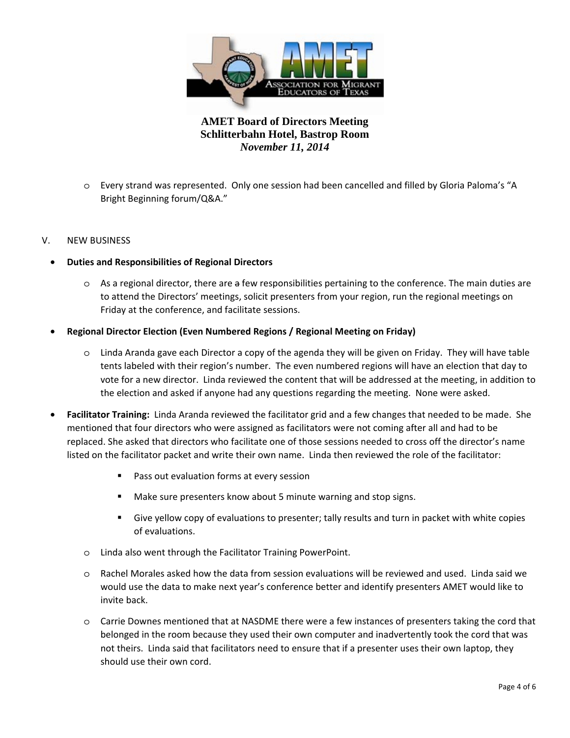**AMET Board of Directors Meeting**
**Schlitterbahn Hotel, Bastrop Room**
***November 11, 2014***

- Every strand was represented. Only one session had been cancelled and filled by Gloria Paloma's "A Bright Beginning forum/Q&A."

V. NEW BUSINESS

- **Duties and Responsibilities of Regional Directors**
  - As a regional director, there are ~~a~~ few responsibilities pertaining to the conference. The main duties are to attend the Directors' meetings, solicit presenters from your region, run the regional meetings on Friday at the conference, and facilitate sessions.
- **Regional Director Election (Even Numbered Regions / Regional Meeting on Friday)**
  - Linda Aranda gave each Director a copy of the agenda they will be given on Friday. They will have table tents labeled with their region's number. The even numbered regions will have an election that day to vote for a new director. Linda reviewed the content that will be addressed at the meeting, in addition to the election and asked if anyone had any questions regarding the meeting. None were asked.
- **Facilitator Training:** Linda Aranda reviewed the facilitator grid and a few changes that needed to be made. She mentioned that four directors who were assigned as facilitators were not coming after all and had to be replaced. She asked that directors who facilitate one of those sessions needed to cross off the director's name listed on the facilitator packet and write their own name. Linda then reviewed the role of the facilitator:
  - Pass out evaluation forms at every session
  - Make sure presenters know about 5 minute warning and stop signs.
  - Give yellow copy of evaluations to presenter; tally results and turn in packet with white copies of evaluations.
  - Linda also went through the Facilitator Training PowerPoint.
  - Rachel Morales asked how the data from session evaluations will be reviewed and used. Linda said we would use the data to make next year's conference better and identify presenters AMET would like to invite back.
  - Carrie Downes mentioned that at NASDME there were a few instances of presenters taking the cord that belonged in the room because they used their own computer and inadvertently took the cord that was not theirs. Linda said that facilitators need to ensure that if a presenter uses their own laptop, they should use their own cord.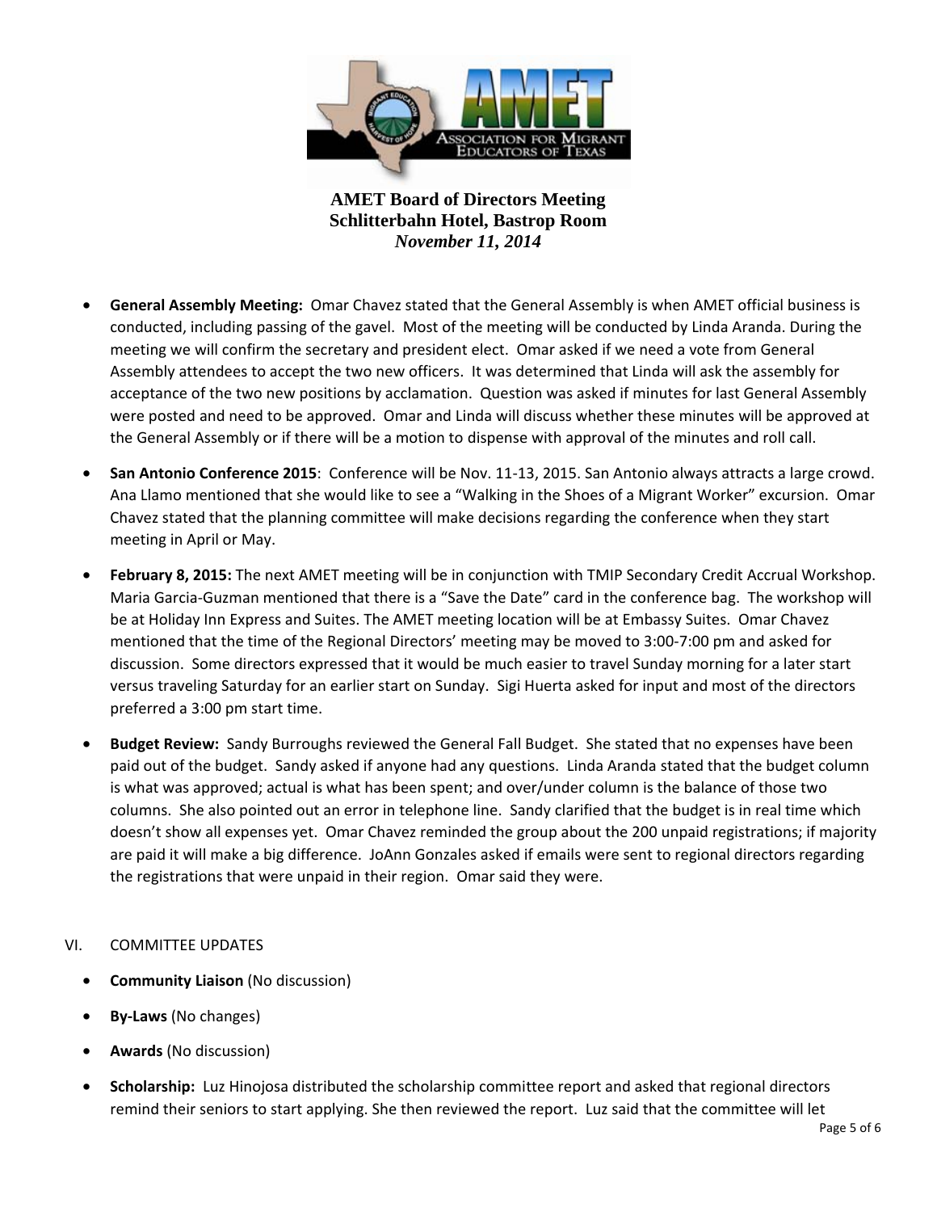**AMET Board of Directors Meeting**
**Schlitterbahn Hotel, Bastrop Room**
***November 11, 2014***

- **General Assembly Meeting:** Omar Chavez stated that the General Assembly is when AMET official business is conducted, including passing of the gavel. Most of the meeting will be conducted by Linda Aranda. During the meeting we will confirm the secretary and president elect. Omar asked if we need a vote from General Assembly attendees to accept the two new officers. It was determined that Linda will ask the assembly for acceptance of the two new positions by acclamation. Question was asked if minutes for last General Assembly were posted and need to be approved. Omar and Linda will discuss whether these minutes will be approved at the General Assembly or if there will be a motion to dispense with approval of the minutes and roll call.

- **San Antonio Conference 2015**: Conference will be Nov. 11-13, 2015. San Antonio always attracts a large crowd. Ana Llamo mentioned that she would like to see a "Walking in the Shoes of a Migrant Worker" excursion. Omar Chavez stated that the planning committee will make decisions regarding the conference when they start meeting in April or May.

- **February 8, 2015:** The next AMET meeting will be in conjunction with TMIP Secondary Credit Accrual Workshop. Maria Garcia-Guzman mentioned that there is a "Save the Date" card in the conference bag. The workshop will be at Holiday Inn Express and Suites. The AMET meeting location will be at Embassy Suites. Omar Chavez mentioned that the time of the Regional Directors' meeting may be moved to 3:00-7:00 pm and asked for discussion. Some directors expressed that it would be much easier to travel Sunday morning for a later start versus traveling Saturday for an earlier start on Sunday. Sigi Huerta asked for input and most of the directors preferred a 3:00 pm start time.

- **Budget Review:** Sandy Burroughs reviewed the General Fall Budget. She stated that no expenses have been paid out of the budget. Sandy asked if anyone had any questions. Linda Aranda stated that the budget column is what was approved; actual is what has been spent; and over/under column is the balance of those two columns. She also pointed out an error in telephone line. Sandy clarified that the budget is in real time which doesn't show all expenses yet. Omar Chavez reminded the group about the 200 unpaid registrations; if majority are paid it will make a big difference. JoAnn Gonzales asked if emails were sent to regional directors regarding the registrations that were unpaid in their region. Omar said they were.

VI. COMMITTEE UPDATES

- **Community Liaison** (No discussion)
- **By-Laws** (No changes)
- **Awards** (No discussion)
- **Scholarship:** Luz Hinojosa distributed the scholarship committee report and asked that regional directors remind their seniors to start applying. She then reviewed the report. Luz said that the committee will let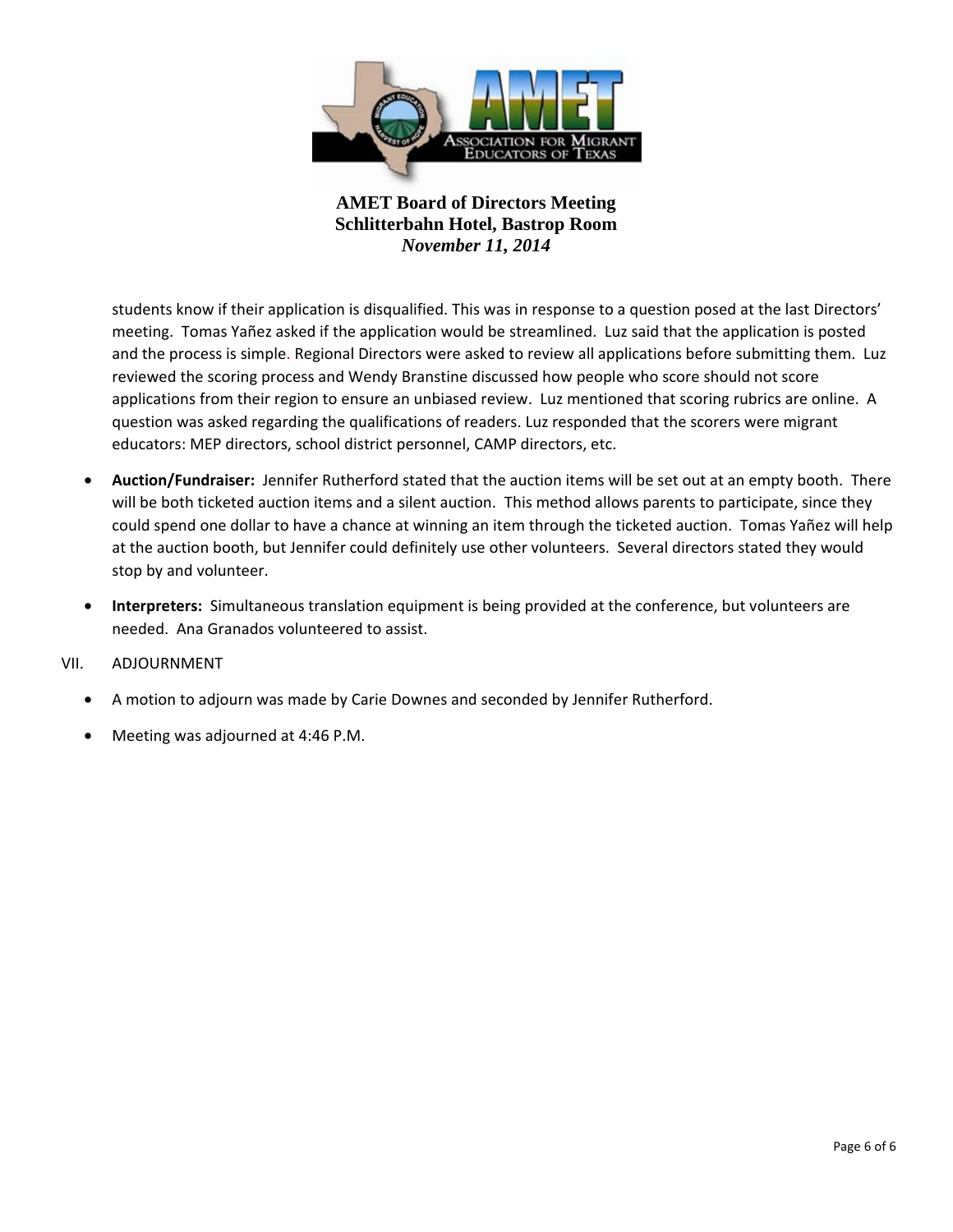students know if their application is disqualified. This was in response to a question posed at the last Directors' meeting. Tomas Yañez asked if the application would be streamlined. Luz said that the application is posted and the process is simple. Regional Directors were asked to review all applications before submitting them. Luz reviewed the scoring process and Wendy Branstine discussed how people who score should not score applications from their region to ensure an unbiased review. Luz mentioned that scoring rubrics are online. A question was asked regarding the qualifications of readers. Luz responded that the scorers were migrant educators: MEP directors, school district personnel, CAMP directors, etc.

- **Auction/Fundraiser:** Jennifer Rutherford stated that the auction items will be set out at an empty booth. There will be both ticketed auction items and a silent auction. This method allows parents to participate, since they could spend one dollar to have a chance at winning an item through the ticketed auction. Tomas Yañez will help at the auction booth, but Jennifer could definitely use other volunteers. Several directors stated they would stop by and volunteer.
- **Interpreters:** Simultaneous translation equipment is being provided at the conference, but volunteers are needed. Ana Granados volunteered to assist.

VII. ADJOURNMENT

- A motion to adjourn was made by Carie Downes and seconded by Jennifer Rutherford.
- Meeting was adjourned at 4:46 P.M.